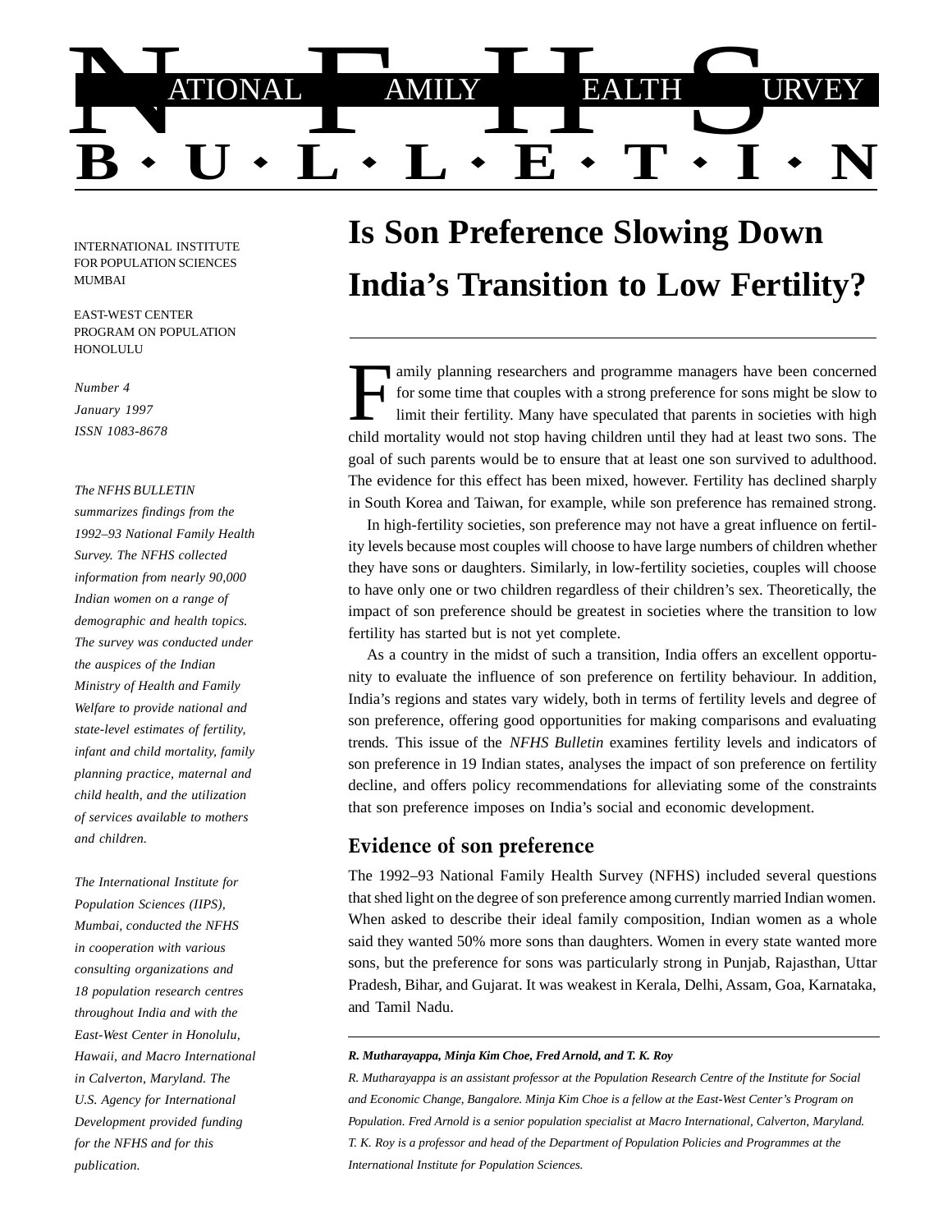# NATIONAL FAMILY HEALTH SURVEY BULLETIN

INTERNATIONAL INSTITUTE FOR POPULATION SCIENCES
MUMBAI

EAST-WEST CENTER
PROGRAM ON POPULATION
HONOLULU

*Number 4*
*January 1997*
*ISSN 1083-8678*

*The NFHS BULLETIN summarizes findings from the 1992–93 National Family Health Survey. The NFHS collected information from nearly 90,000 Indian women on a range of demographic and health topics. The survey was conducted under the auspices of the Indian Ministry of Health and Family Welfare to provide national and state-level estimates of fertility, infant and child mortality, family planning practice, maternal and child health, and the utilization of services available to mothers and children.*

*The International Institute for Population Sciences (IIPS), Mumbai, conducted the NFHS in cooperation with various consulting organizations and 18 population research centres throughout India and with the East-West Center in Honolulu, Hawaii, and Macro International in Calverton, Maryland. The U.S. Agency for International Development provided funding for the NFHS and for this publication.*

## Is Son Preference Slowing Down India's Transition to Low Fertility?

Family planning researchers and programme managers have been concerned for some time that couples with a strong preference for sons might be slow to limit their fertility. Many have speculated that parents in societies with high child mortality would not stop having children until they had at least two sons. The goal of such parents would be to ensure that at least one son survived to adulthood. The evidence for this effect has been mixed, however. Fertility has declined sharply in South Korea and Taiwan, for example, while son preference has remained strong.

In high-fertility societies, son preference may not have a great influence on fertility levels because most couples will choose to have large numbers of children whether they have sons or daughters. Similarly, in low-fertility societies, couples will choose to have only one or two children regardless of their children's sex. Theoretically, the impact of son preference should be greatest in societies where the transition to low fertility has started but is not yet complete.

As a country in the midst of such a transition, India offers an excellent opportunity to evaluate the influence of son preference on fertility behaviour. In addition, India's regions and states vary widely, both in terms of fertility levels and degree of son preference, offering good opportunities for making comparisons and evaluating trends. This issue of the *NFHS Bulletin* examines fertility levels and indicators of son preference in 19 Indian states, analyses the impact of son preference on fertility decline, and offers policy recommendations for alleviating some of the constraints that son preference imposes on India's social and economic development.

### Evidence of son preference

The 1992–93 National Family Health Survey (NFHS) included several questions that shed light on the degree of son preference among currently married Indian women. When asked to describe their ideal family composition, Indian women as a whole said they wanted 50% more sons than daughters. Women in every state wanted more sons, but the preference for sons was particularly strong in Punjab, Rajasthan, Uttar Pradesh, Bihar, and Gujarat. It was weakest in Kerala, Delhi, Assam, Goa, Karnataka, and Tamil Nadu.

***R. Mutharayappa, Minja Kim Choe, Fred Arnold, and T. K. Roy***

*R. Mutharayappa is an assistant professor at the Population Research Centre of the Institute for Social and Economic Change, Bangalore. Minja Kim Choe is a fellow at the East-West Center's Program on Population. Fred Arnold is a senior population specialist at Macro International, Calverton, Maryland. T. K. Roy is a professor and head of the Department of Population Policies and Programmes at the International Institute for Population Sciences.*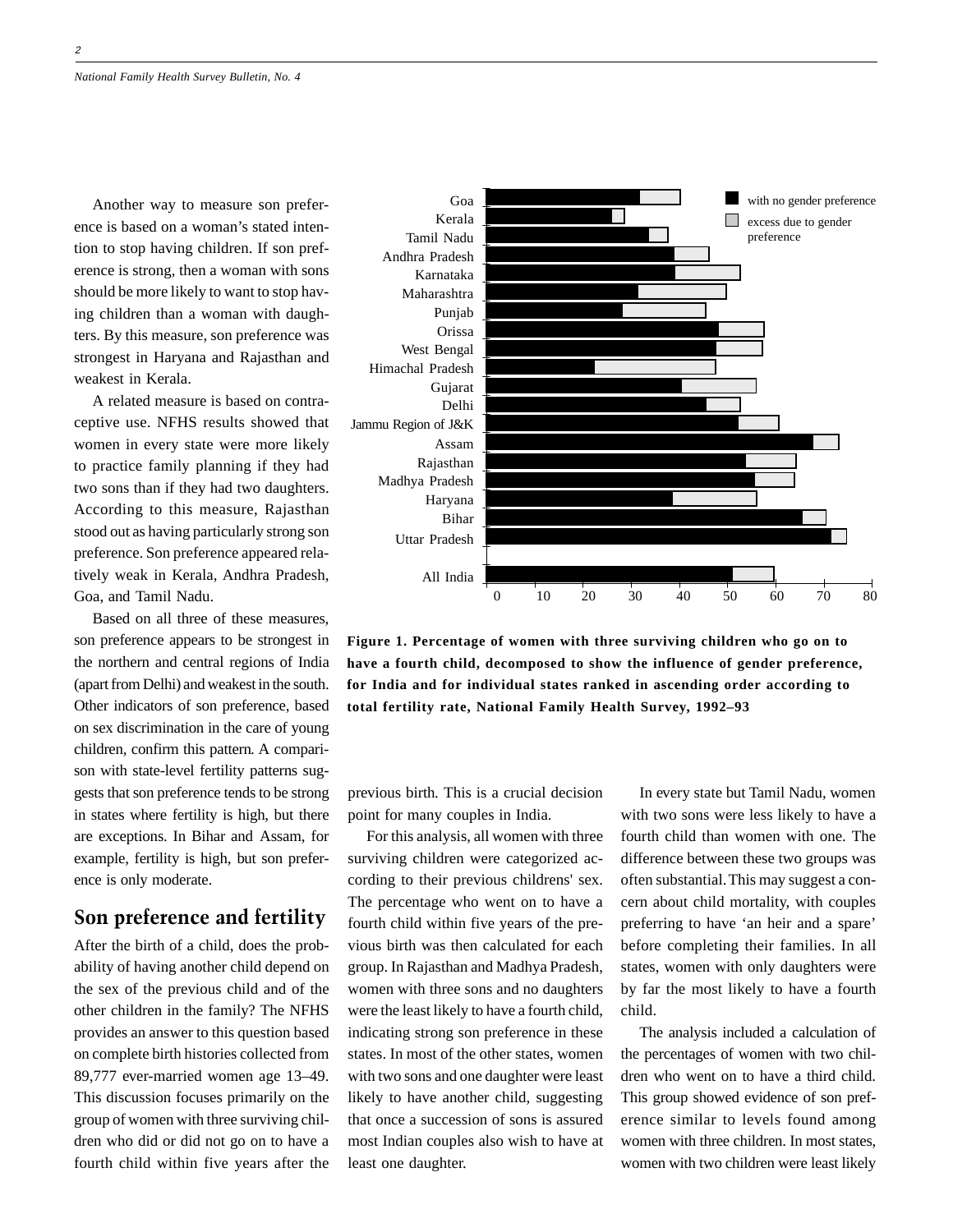Another way to measure son preference is based on a woman's stated intention to stop having children. If son preference is strong, then a woman with sons should be more likely to want to stop having children than a woman with daughters. By this measure, son preference was strongest in Haryana and Rajasthan and weakest in Kerala.

A related measure is based on contraceptive use. NFHS results showed that women in every state were more likely to practice family planning if they had two sons than if they had two daughters. According to this measure, Rajasthan stood out as having particularly strong son preference. Son preference appeared relatively weak in Kerala, Andhra Pradesh, Goa, and Tamil Nadu.

Based on all three of these measures, son preference appears to be strongest in the northern and central regions of India (apart from Delhi) and weakest in the south. Other indicators of son preference, based on sex discrimination in the care of young children, confirm this pattern. A comparison with state-level fertility patterns suggests that son preference tends to be strong in states where fertility is high, but there are exceptions. In Bihar and Assam, for example, fertility is high, but son preference is only moderate.

## Son preference and fertility

After the birth of a child, does the probability of having another child depend on the sex of the previous child and of the other children in the family? The NFHS provides an answer to this question based on complete birth histories collected from 89,777 ever-married women age 13–49. This discussion focuses primarily on the group of women with three surviving children who did or did not go on to have a fourth child within five years after the previous birth. This is a crucial decision point for many couples in India.

For this analysis, all women with three surviving children were categorized according to their previous childrens' sex. The percentage who went on to have a fourth child within five years of the previous birth was then calculated for each group. In Rajasthan and Madhya Pradesh, women with three sons and no daughters were the least likely to have a fourth child, indicating strong son preference in these states. In most of the other states, women with two sons and one daughter were least likely to have another child, suggesting that once a succession of sons is assured most Indian couples also wish to have at least one daughter.

In every state but Tamil Nadu, women with two sons were less likely to have a fourth child than women with one. The difference between these two groups was often substantial. This may suggest a concern about child mortality, with couples preferring to have 'an heir and a spare' before completing their families. In all states, women with only daughters were by far the most likely to have a fourth child.

The analysis included a calculation of the percentages of women with two children who went on to have a third child. This group showed evidence of son preference similar to levels found among women with three children. In most states, women with two children were least likely

**Figure 1. Percentage of women with three surviving children who go on to have a fourth child, decomposed to show the influence of gender preference, for India and for individual states ranked in ascending order according to total fertility rate, National Family Health Survey, 1992–93**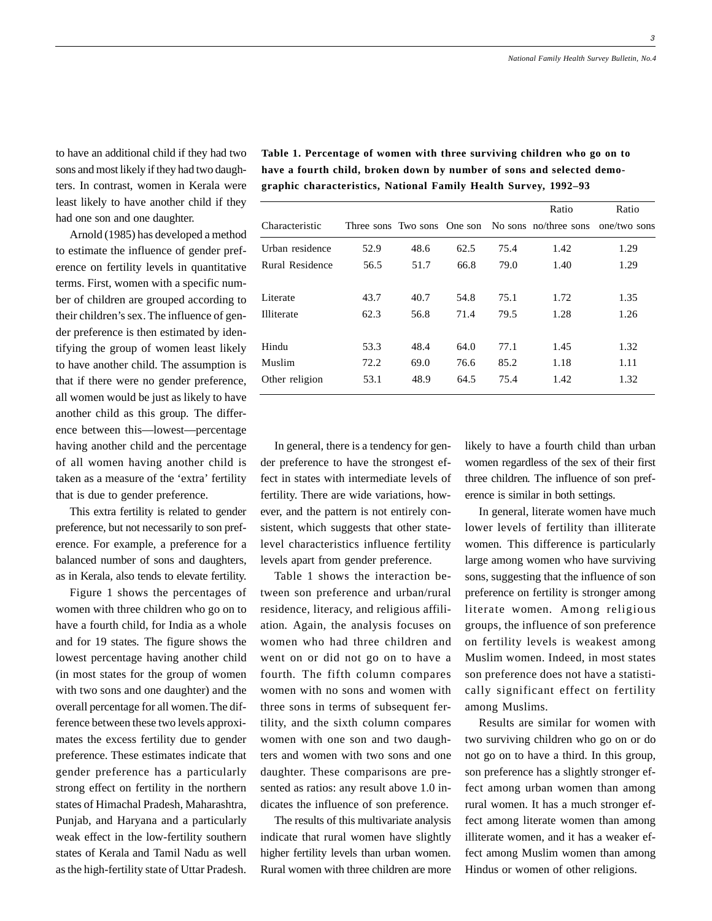to have an additional child if they had two sons and most likely if they had two daughters. In contrast, women in Kerala were least likely to have another child if they had one son and one daughter.

Arnold (1985) has developed a method to estimate the influence of gender preference on fertility levels in quantitative terms. First, women with a specific number of children are grouped according to their children's sex. The influence of gender preference is then estimated by identifying the group of women least likely to have another child. The assumption is that if there were no gender preference, all women would be just as likely to have another child as this group. The difference between this—lowest—percentage having another child and the percentage of all women having another child is taken as a measure of the 'extra' fertility that is due to gender preference.

This extra fertility is related to gender preference, but not necessarily to son preference. For example, a preference for a balanced number of sons and daughters, as in Kerala, also tends to elevate fertility.

Figure 1 shows the percentages of women with three children who go on to have a fourth child, for India as a whole and for 19 states. The figure shows the lowest percentage having another child (in most states for the group of women with two sons and one daughter) and the overall percentage for all women. The difference between these two levels approximates the excess fertility due to gender preference. These estimates indicate that gender preference has a particularly strong effect on fertility in the northern states of Himachal Pradesh, Maharashtra, Punjab, and Haryana and a particularly weak effect in the low-fertility southern states of Kerala and Tamil Nadu as well as the high-fertility state of Uttar Pradesh.

**Table 1. Percentage of women with three surviving children who go on to have a fourth child, broken down by number of sons and selected demographic characteristics, National Family Health Survey, 1992–93**

| Characteristic | Three sons | Two sons | One son | No sons | Ratio no/three sons | Ratio one/two sons |
|---|---|---|---|---|---|---|
| Urban residence | 52.9 | 48.6 | 62.5 | 75.4 | 1.42 | 1.29 |
| Rural Residence | 56.5 | 51.7 | 66.8 | 79.0 | 1.40 | 1.29 |
| | | | | | | |
| Literate | 43.7 | 40.7 | 54.8 | 75.1 | 1.72 | 1.35 |
| Illiterate | 62.3 | 56.8 | 71.4 | 79.5 | 1.28 | 1.26 |
| | | | | | | |
| Hindu | 53.3 | 48.4 | 64.0 | 77.1 | 1.45 | 1.32 |
| Muslim | 72.2 | 69.0 | 76.6 | 85.2 | 1.18 | 1.11 |
| Other religion | 53.1 | 48.9 | 64.5 | 75.4 | 1.42 | 1.32 |

In general, there is a tendency for gender preference to have the strongest effect in states with intermediate levels of fertility. There are wide variations, however, and the pattern is not entirely consistent, which suggests that other state-level characteristics influence fertility levels apart from gender preference.

Table 1 shows the interaction between son preference and urban/rural residence, literacy, and religious affiliation. Again, the analysis focuses on women who had three children and went on or did not go on to have a fourth. The fifth column compares women with no sons and women with three sons in terms of subsequent fertility, and the sixth column compares women with one son and two daughters and women with two sons and one daughter. These comparisons are presented as ratios: any result above 1.0 indicates the influence of son preference.

The results of this multivariate analysis indicate that rural women have slightly higher fertility levels than urban women. Rural women with three children are more likely to have a fourth child than urban women regardless of the sex of their first three children. The influence of son preference is similar in both settings.

In general, literate women have much lower levels of fertility than illiterate women. This difference is particularly large among women who have surviving sons, suggesting that the influence of son preference on fertility is stronger among literate women. Among religious groups, the influence of son preference on fertility levels is weakest among Muslim women. Indeed, in most states son preference does not have a statistically significant effect on fertility among Muslims.

Results are similar for women with two surviving children who go on or do not go on to have a third. In this group, son preference has a slightly stronger effect among urban women than among rural women. It has a much stronger effect among literate women than among illiterate women, and it has a weaker effect among Muslim women than among Hindus or women of other religions.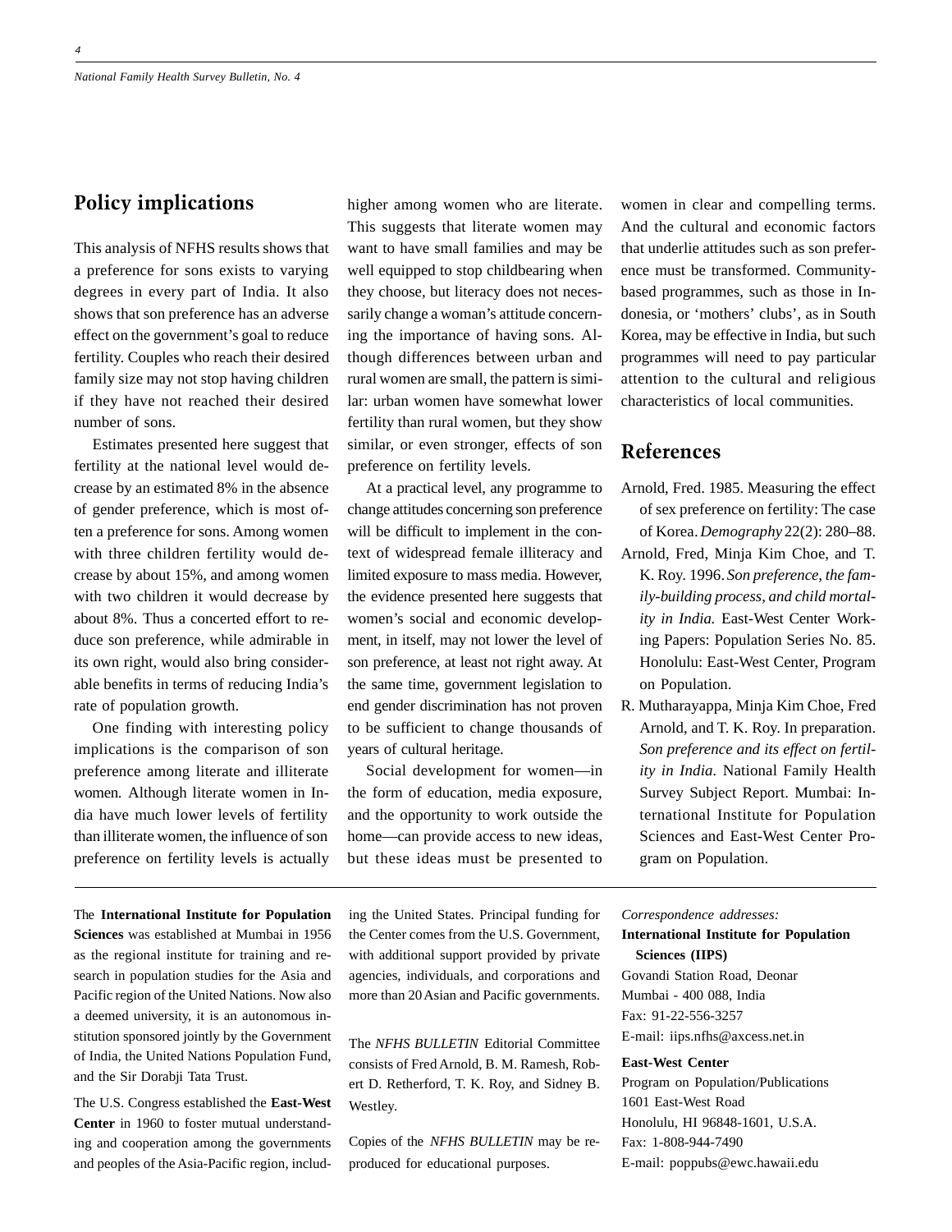## Policy implications

This analysis of NFHS results shows that a preference for sons exists to varying degrees in every part of India. It also shows that son preference has an adverse effect on the government's goal to reduce fertility. Couples who reach their desired family size may not stop having children if they have not reached their desired number of sons.

Estimates presented here suggest that fertility at the national level would decrease by an estimated 8% in the absence of gender preference, which is most often a preference for sons. Among women with three children fertility would decrease by about 15%, and among women with two children it would decrease by about 8%. Thus a concerted effort to reduce son preference, while admirable in its own right, would also bring considerable benefits in terms of reducing India's rate of population growth.

One finding with interesting policy implications is the comparison of son preference among literate and illiterate women. Although literate women in India have much lower levels of fertility than illiterate women, the influence of son preference on fertility levels is actually higher among women who are literate. This suggests that literate women may want to have small families and may be well equipped to stop childbearing when they choose, but literacy does not necessarily change a woman's attitude concerning the importance of having sons. Although differences between urban and rural women are small, the pattern is similar: urban women have somewhat lower fertility than rural women, but they show similar, or even stronger, effects of son preference on fertility levels.

At a practical level, any programme to change attitudes concerning son preference will be difficult to implement in the context of widespread female illiteracy and limited exposure to mass media. However, the evidence presented here suggests that women's social and economic development, in itself, may not lower the level of son preference, at least not right away. At the same time, government legislation to end gender discrimination has not proven to be sufficient to change thousands of years of cultural heritage.

Social development for women—in the form of education, media exposure, and the opportunity to work outside the home—can provide access to new ideas, but these ideas must be presented to women in clear and compelling terms. And the cultural and economic factors that underlie attitudes such as son preference must be transformed. Community-based programmes, such as those in Indonesia, or 'mothers' clubs', as in South Korea, may be effective in India, but such programmes will need to pay particular attention to the cultural and religious characteristics of local communities.

## References

Arnold, Fred. 1985. Measuring the effect of sex preference on fertility: The case of Korea. *Demography* 22(2): 280–88.

Arnold, Fred, Minja Kim Choe, and T. K. Roy. 1996. *Son preference, the family-building process, and child mortality in India.* East-West Center Working Papers: Population Series No. 85. Honolulu: East-West Center, Program on Population.

R. Mutharayappa, Minja Kim Choe, Fred Arnold, and T. K. Roy. In preparation. *Son preference and its effect on fertility in India.* National Family Health Survey Subject Report. Mumbai: International Institute for Population Sciences and East-West Center Program on Population.

---

The **International Institute for Population Sciences** was established at Mumbai in 1956 as the regional institute for training and research in population studies for the Asia and Pacific region of the United Nations. Now also a deemed university, it is an autonomous institution sponsored jointly by the Government of India, the United Nations Population Fund, and the Sir Dorabji Tata Trust.

The U.S. Congress established the **East-West Center** in 1960 to foster mutual understanding and cooperation among the governments and peoples of the Asia-Pacific region, including the United States. Principal funding for the Center comes from the U.S. Government, with additional support provided by private agencies, individuals, and corporations and more than 20 Asian and Pacific governments.

The *NFHS BULLETIN* Editorial Committee consists of Fred Arnold, B. M. Ramesh, Robert D. Retherford, T. K. Roy, and Sidney B. Westley.

Copies of the *NFHS BULLETIN* may be reproduced for educational purposes.

*Correspondence addresses:*

**International Institute for Population Sciences (IIPS)**
Govandi Station Road, Deonar
Mumbai - 400 088, India
Fax: 91-22-556-3257
E-mail: iips.nfhs@axcess.net.in

**East-West Center**
Program on Population/Publications
1601 East-West Road
Honolulu, HI 96848-1601, U.S.A.
Fax: 1-808-944-7490
E-mail: poppubs@ewc.hawaii.edu